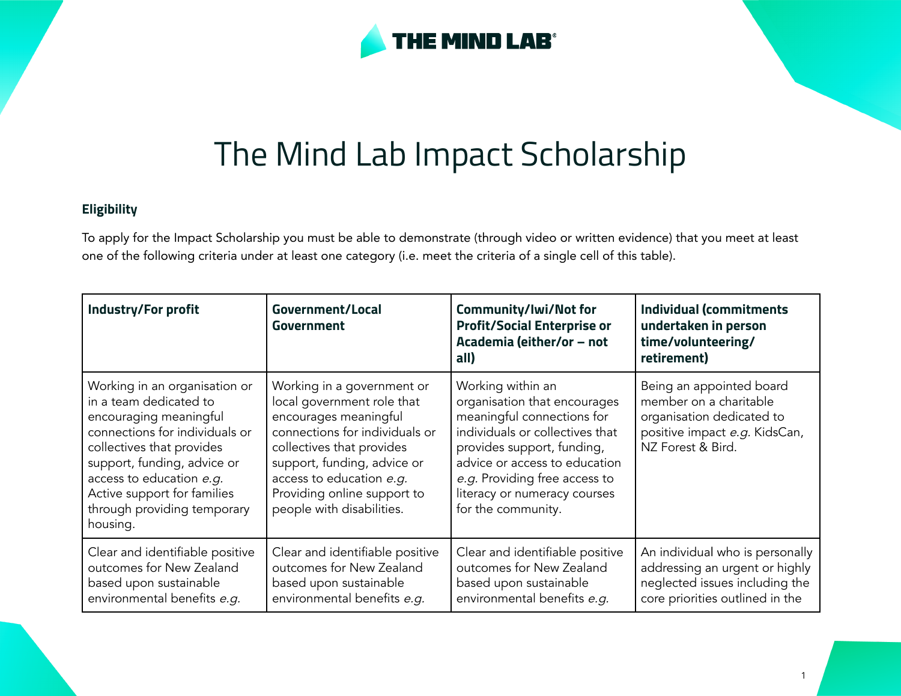# The Mind Lab Impact Scholarship

### Eligibility

To apply for the Impact Scholarship you must be able to demonstrate (through video or written evidence) that you meet at least one of the following criteria under at least one category (i.e. meet the criteria of a single cell of this table).

| **Industry/For profit** | **Government/Local Government** | **Community/Iwi/Not for Profit/Social Enterprise or Academia (either/or – not all)** | **Individual (commitments undertaken in person time/volunteering/ retirement)** |
|---|---|---|---|
| Working in an organisation or in a team dedicated to encouraging meaningful connections for individuals or collectives that provides support, funding, advice or access to education *e.g.* Active support for families through providing temporary housing. | Working in a government or local government role that encourages meaningful connections for individuals or collectives that provides support, funding, advice or access to education *e.g.* Providing online support to people with disabilities. | Working within an organisation that encourages meaningful connections for individuals or collectives that provides support, funding, advice or access to education *e.g.* Providing free access to literacy or numeracy courses for the community. | Being an appointed board member on a charitable organisation dedicated to positive impact *e.g.* KidsCan, NZ Forest & Bird. |
| Clear and identifiable positive outcomes for New Zealand based upon sustainable environmental benefits *e.g.* | Clear and identifiable positive outcomes for New Zealand based upon sustainable environmental benefits *e.g.* | Clear and identifiable positive outcomes for New Zealand based upon sustainable environmental benefits *e.g.* | An individual who is personally addressing an urgent or highly neglected issues including the core priorities outlined in the |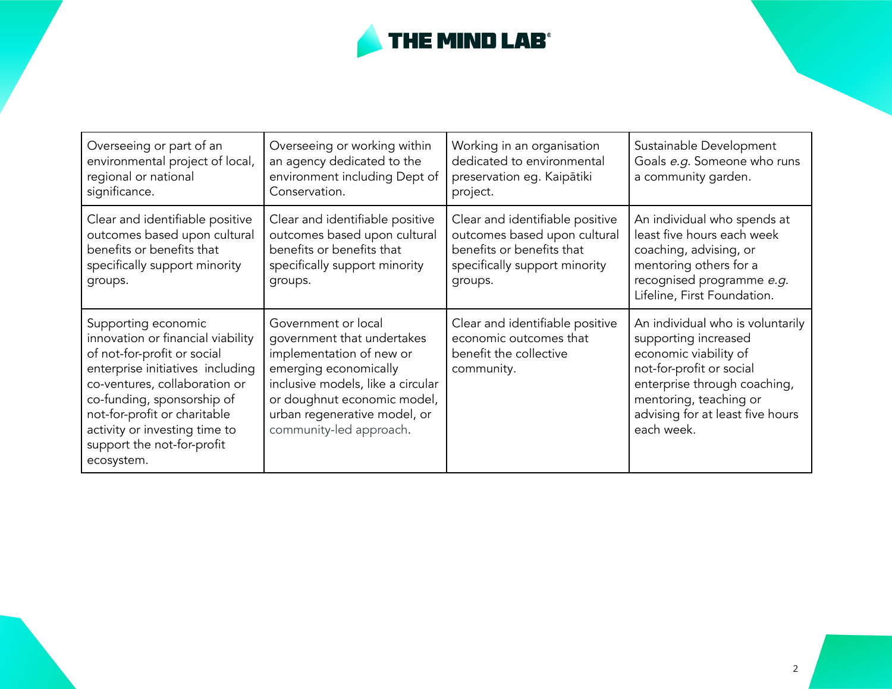| | | | |
|---|---|---|---|
| Overseeing or part of an environmental project of local, regional or national significance. | Overseeing or working within an agency dedicated to the environment including Dept of Conservation. | Working in an organisation dedicated to environmental preservation eg. Kaipātiki project. | Sustainable Development Goals *e.g.* Someone who runs a community garden. |
| Clear and identifiable positive outcomes based upon cultural benefits or benefits that specifically support minority groups. | Clear and identifiable positive outcomes based upon cultural benefits or benefits that specifically support minority groups. | Clear and identifiable positive outcomes based upon cultural benefits or benefits that specifically support minority groups. | An individual who spends at least five hours each week coaching, advising, or mentoring others for a recognised programme *e.g.* Lifeline, First Foundation. |
| Supporting economic innovation or financial viability of not-for-profit or social enterprise initiatives including co-ventures, collaboration or co-funding, sponsorship of not-for-profit or charitable activity or investing time to support the not-for-profit ecosystem. | Government or local government that undertakes implementation of new or emerging economically inclusive models, like a circular or doughnut economic model, urban regenerative model, or community-led approach. | Clear and identifiable positive economic outcomes that benefit the collective community. | An individual who is voluntarily supporting increased economic viability of not-for-profit or social enterprise through coaching, mentoring, teaching or advising for at least five hours each week. |